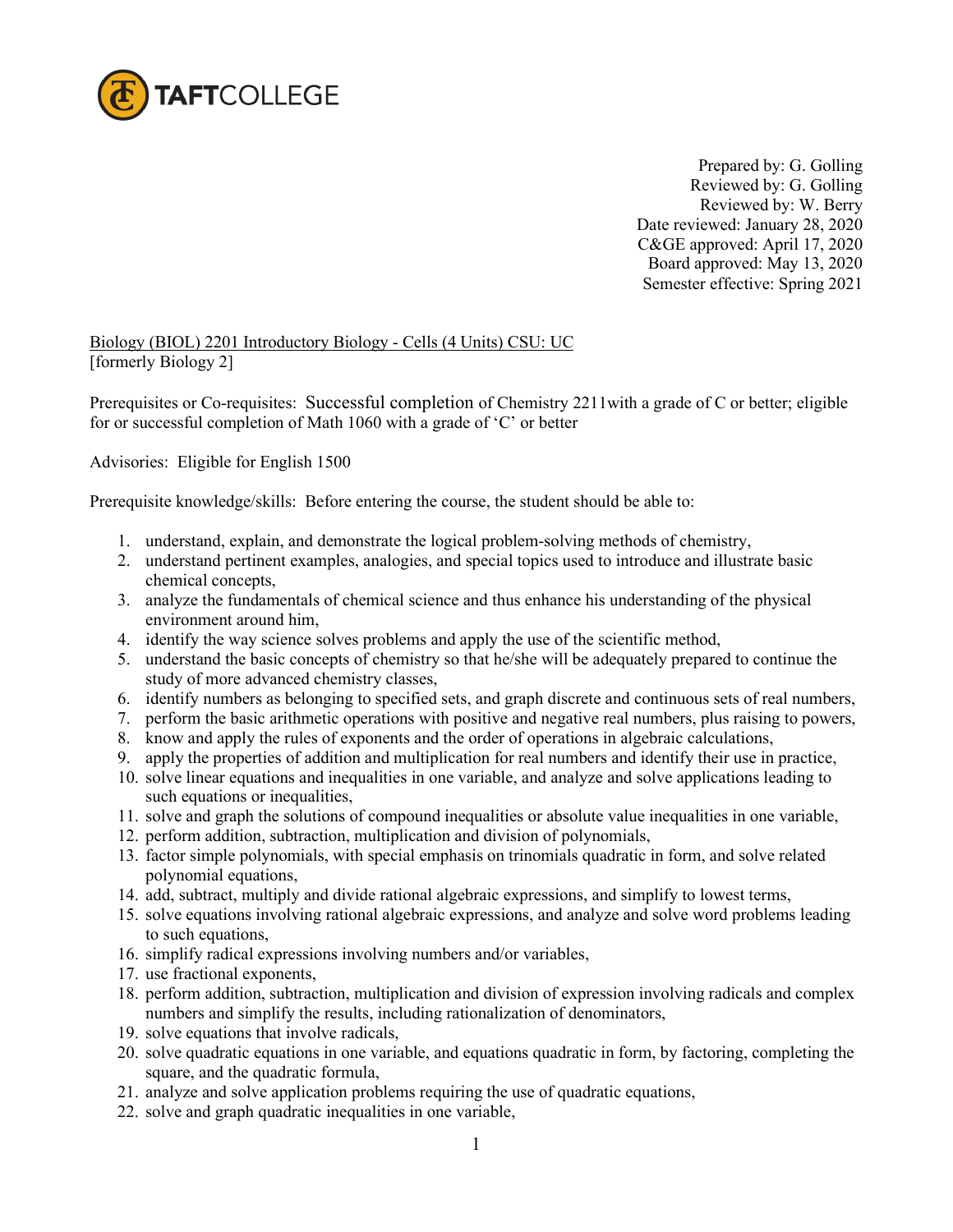Prepared by: G. Golling
Reviewed by: G. Golling
Reviewed by: W. Berry
Date reviewed: January 28, 2020
C&GE approved: April 17, 2020
Board approved: May 13, 2020
Semester effective: Spring 2021

Biology (BIOL) 2201 Introductory Biology - Cells (4 Units) CSU: UC
[formerly Biology 2]

Prerequisites or Co-requisites: Successful completion of Chemistry 2211with a grade of C or better; eligible for or successful completion of Math 1060 with a grade of 'C' or better

Advisories: Eligible for English 1500

Prerequisite knowledge/skills: Before entering the course, the student should be able to:

1. understand, explain, and demonstrate the logical problem-solving methods of chemistry,
2. understand pertinent examples, analogies, and special topics used to introduce and illustrate basic chemical concepts,
3. analyze the fundamentals of chemical science and thus enhance his understanding of the physical environment around him,
4. identify the way science solves problems and apply the use of the scientific method,
5. understand the basic concepts of chemistry so that he/she will be adequately prepared to continue the study of more advanced chemistry classes,
6. identify numbers as belonging to specified sets, and graph discrete and continuous sets of real numbers,
7. perform the basic arithmetic operations with positive and negative real numbers, plus raising to powers,
8. know and apply the rules of exponents and the order of operations in algebraic calculations,
9. apply the properties of addition and multiplication for real numbers and identify their use in practice,
10. solve linear equations and inequalities in one variable, and analyze and solve applications leading to such equations or inequalities,
11. solve and graph the solutions of compound inequalities or absolute value inequalities in one variable,
12. perform addition, subtraction, multiplication and division of polynomials,
13. factor simple polynomials, with special emphasis on trinomials quadratic in form, and solve related polynomial equations,
14. add, subtract, multiply and divide rational algebraic expressions, and simplify to lowest terms,
15. solve equations involving rational algebraic expressions, and analyze and solve word problems leading to such equations,
16. simplify radical expressions involving numbers and/or variables,
17. use fractional exponents,
18. perform addition, subtraction, multiplication and division of expression involving radicals and complex numbers and simplify the results, including rationalization of denominators,
19. solve equations that involve radicals,
20. solve quadratic equations in one variable, and equations quadratic in form, by factoring, completing the square, and the quadratic formula,
21. analyze and solve application problems requiring the use of quadratic equations,
22. solve and graph quadratic inequalities in one variable,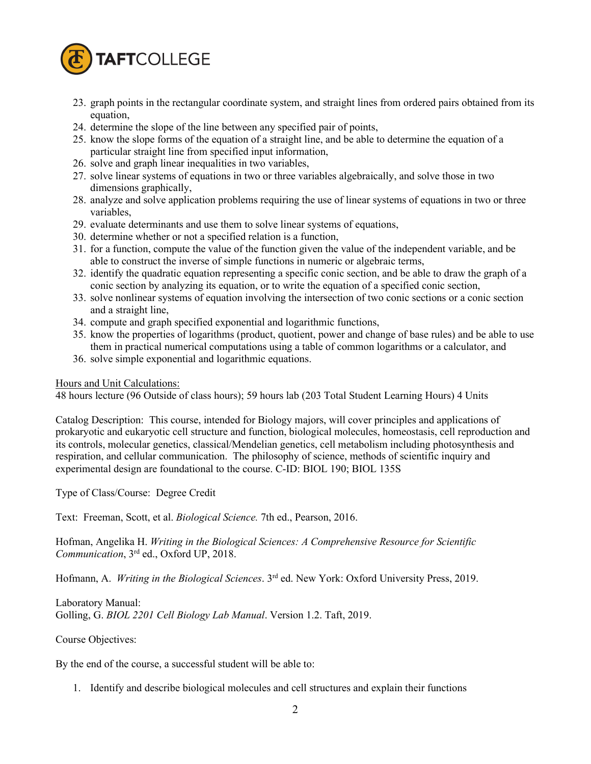23. graph points in the rectangular coordinate system, and straight lines from ordered pairs obtained from its equation,
24. determine the slope of the line between any specified pair of points,
25. know the slope forms of the equation of a straight line, and be able to determine the equation of a particular straight line from specified input information,
26. solve and graph linear inequalities in two variables,
27. solve linear systems of equations in two or three variables algebraically, and solve those in two dimensions graphically,
28. analyze and solve application problems requiring the use of linear systems of equations in two or three variables,
29. evaluate determinants and use them to solve linear systems of equations,
30. determine whether or not a specified relation is a function,
31. for a function, compute the value of the function given the value of the independent variable, and be able to construct the inverse of simple functions in numeric or algebraic terms,
32. identify the quadratic equation representing a specific conic section, and be able to draw the graph of a conic section by analyzing its equation, or to write the equation of a specified conic section,
33. solve nonlinear systems of equation involving the intersection of two conic sections or a conic section and a straight line,
34. compute and graph specified exponential and logarithmic functions,
35. know the properties of logarithms (product, quotient, power and change of base rules) and be able to use them in practical numerical computations using a table of common logarithms or a calculator, and
36. solve simple exponential and logarithmic equations.

Hours and Unit Calculations:
48 hours lecture (96 Outside of class hours); 59 hours lab (203 Total Student Learning Hours) 4 Units

Catalog Description: This course, intended for Biology majors, will cover principles and applications of prokaryotic and eukaryotic cell structure and function, biological molecules, homeostasis, cell reproduction and its controls, molecular genetics, classical/Mendelian genetics, cell metabolism including photosynthesis and respiration, and cellular communication. The philosophy of science, methods of scientific inquiry and experimental design are foundational to the course. C-ID: BIOL 190; BIOL 135S

Type of Class/Course: Degree Credit

Text: Freeman, Scott, et al. *Biological Science.* 7th ed., Pearson, 2016.

Hofman, Angelika H. *Writing in the Biological Sciences: A Comprehensive Resource for Scientific Communication*, 3rd ed., Oxford UP, 2018.

Hofmann, A. *Writing in the Biological Sciences*. 3rd ed. New York: Oxford University Press, 2019.

Laboratory Manual:
Golling, G. *BIOL 2201 Cell Biology Lab Manual*. Version 1.2. Taft, 2019.

Course Objectives:

By the end of the course, a successful student will be able to:

1. Identify and describe biological molecules and cell structures and explain their functions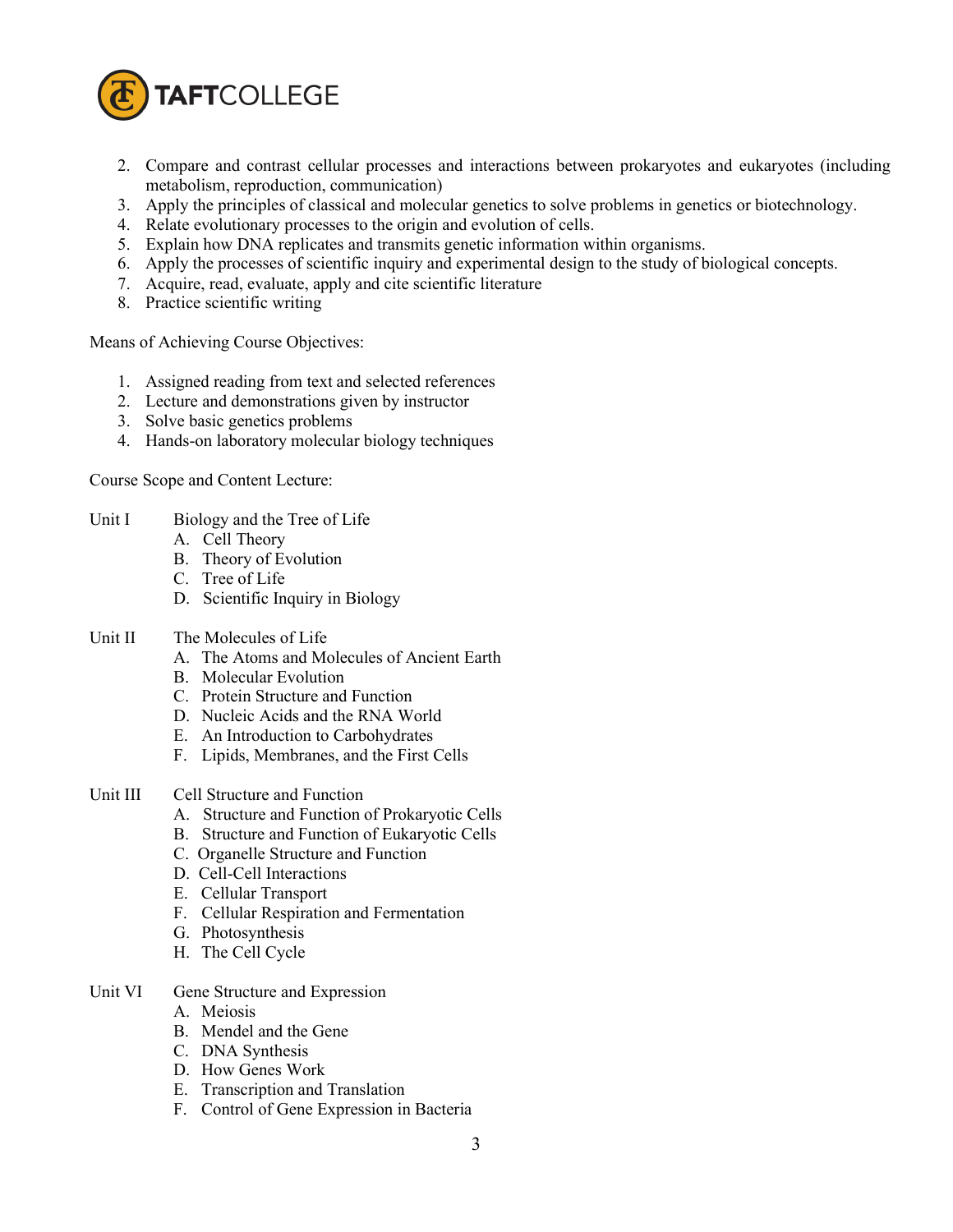2. Compare and contrast cellular processes and interactions between prokaryotes and eukaryotes (including metabolism, reproduction, communication)
3. Apply the principles of classical and molecular genetics to solve problems in genetics or biotechnology.
4. Relate evolutionary processes to the origin and evolution of cells.
5. Explain how DNA replicates and transmits genetic information within organisms.
6. Apply the processes of scientific inquiry and experimental design to the study of biological concepts.
7. Acquire, read, evaluate, apply and cite scientific literature
8. Practice scientific writing

Means of Achieving Course Objectives:

1. Assigned reading from text and selected references
2. Lecture and demonstrations given by instructor
3. Solve basic genetics problems
4. Hands-on laboratory molecular biology techniques

Course Scope and Content Lecture:

Unit I — Biology and the Tree of Life
- A. Cell Theory
- B. Theory of Evolution
- C. Tree of Life
- D. Scientific Inquiry in Biology

Unit II — The Molecules of Life
- A. The Atoms and Molecules of Ancient Earth
- B. Molecular Evolution
- C. Protein Structure and Function
- D. Nucleic Acids and the RNA World
- E. An Introduction to Carbohydrates
- F. Lipids, Membranes, and the First Cells

Unit III — Cell Structure and Function
- A. Structure and Function of Prokaryotic Cells
- B. Structure and Function of Eukaryotic Cells
- C. Organelle Structure and Function
- D. Cell-Cell Interactions
- E. Cellular Transport
- F. Cellular Respiration and Fermentation
- G. Photosynthesis
- H. The Cell Cycle

Unit VI — Gene Structure and Expression
- A. Meiosis
- B. Mendel and the Gene
- C. DNA Synthesis
- D. How Genes Work
- E. Transcription and Translation
- F. Control of Gene Expression in Bacteria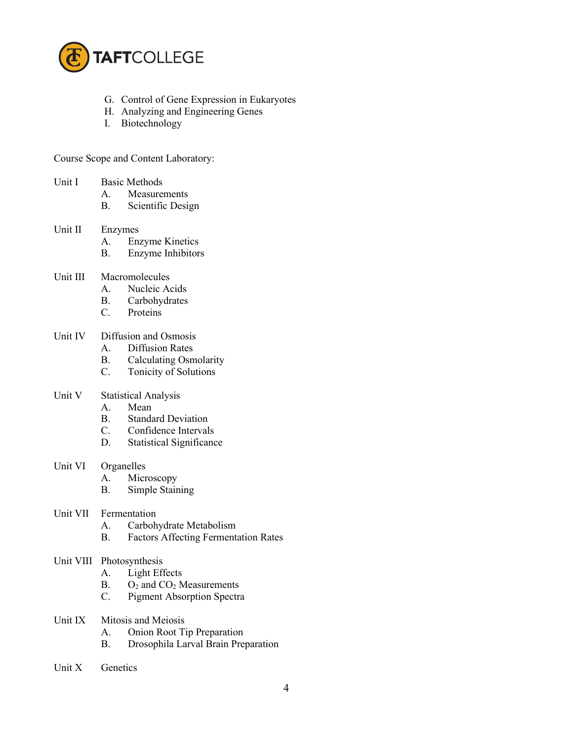G. Control of Gene Expression in Eukaryotes
H. Analyzing and Engineering Genes
I. Biotechnology

Course Scope and Content Laboratory:

Unit I Basic Methods
- A. Measurements
- B. Scientific Design

Unit II Enzymes
- A. Enzyme Kinetics
- B. Enzyme Inhibitors

Unit III Macromolecules
- A. Nucleic Acids
- B. Carbohydrates
- C. Proteins

Unit IV Diffusion and Osmosis
- A. Diffusion Rates
- B. Calculating Osmolarity
- C. Tonicity of Solutions

Unit V Statistical Analysis
- A. Mean
- B. Standard Deviation
- C. Confidence Intervals
- D. Statistical Significance

Unit VI Organelles
- A. Microscopy
- B. Simple Staining

Unit VII Fermentation
- A. Carbohydrate Metabolism
- B. Factors Affecting Fermentation Rates

Unit VIII Photosynthesis
- A. Light Effects
- B. $O_2$ and $CO_2$ Measurements
- C. Pigment Absorption Spectra

Unit IX Mitosis and Meiosis
- A. Onion Root Tip Preparation
- B. Drosophila Larval Brain Preparation

Unit X Genetics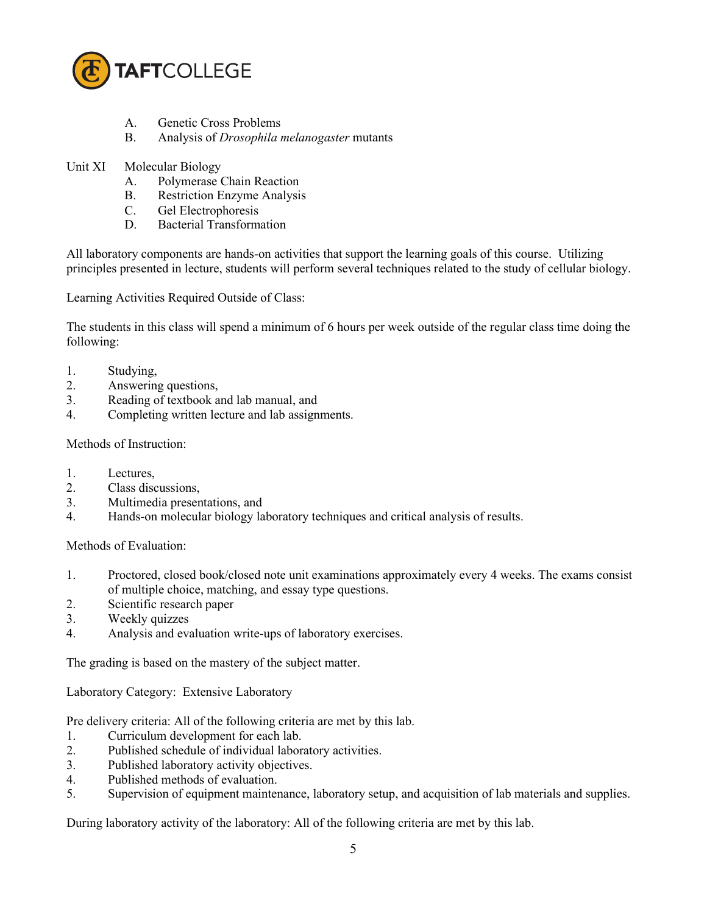A. Genetic Cross Problems
B. Analysis of *Drosophila melanogaster* mutants

Unit XI Molecular Biology

A. Polymerase Chain Reaction
B. Restriction Enzyme Analysis
C. Gel Electrophoresis
D. Bacterial Transformation

All laboratory components are hands-on activities that support the learning goals of this course. Utilizing principles presented in lecture, students will perform several techniques related to the study of cellular biology.

Learning Activities Required Outside of Class:

The students in this class will spend a minimum of 6 hours per week outside of the regular class time doing the following:

1. Studying,
2. Answering questions,
3. Reading of textbook and lab manual, and
4. Completing written lecture and lab assignments.

Methods of Instruction:

1. Lectures,
2. Class discussions,
3. Multimedia presentations, and
4. Hands-on molecular biology laboratory techniques and critical analysis of results.

Methods of Evaluation:

1. Proctored, closed book/closed note unit examinations approximately every 4 weeks. The exams consist of multiple choice, matching, and essay type questions.
2. Scientific research paper
3. Weekly quizzes
4. Analysis and evaluation write-ups of laboratory exercises.

The grading is based on the mastery of the subject matter.

Laboratory Category: Extensive Laboratory

Pre delivery criteria: All of the following criteria are met by this lab.

1. Curriculum development for each lab.
2. Published schedule of individual laboratory activities.
3. Published laboratory activity objectives.
4. Published methods of evaluation.
5. Supervision of equipment maintenance, laboratory setup, and acquisition of lab materials and supplies.

During laboratory activity of the laboratory: All of the following criteria are met by this lab.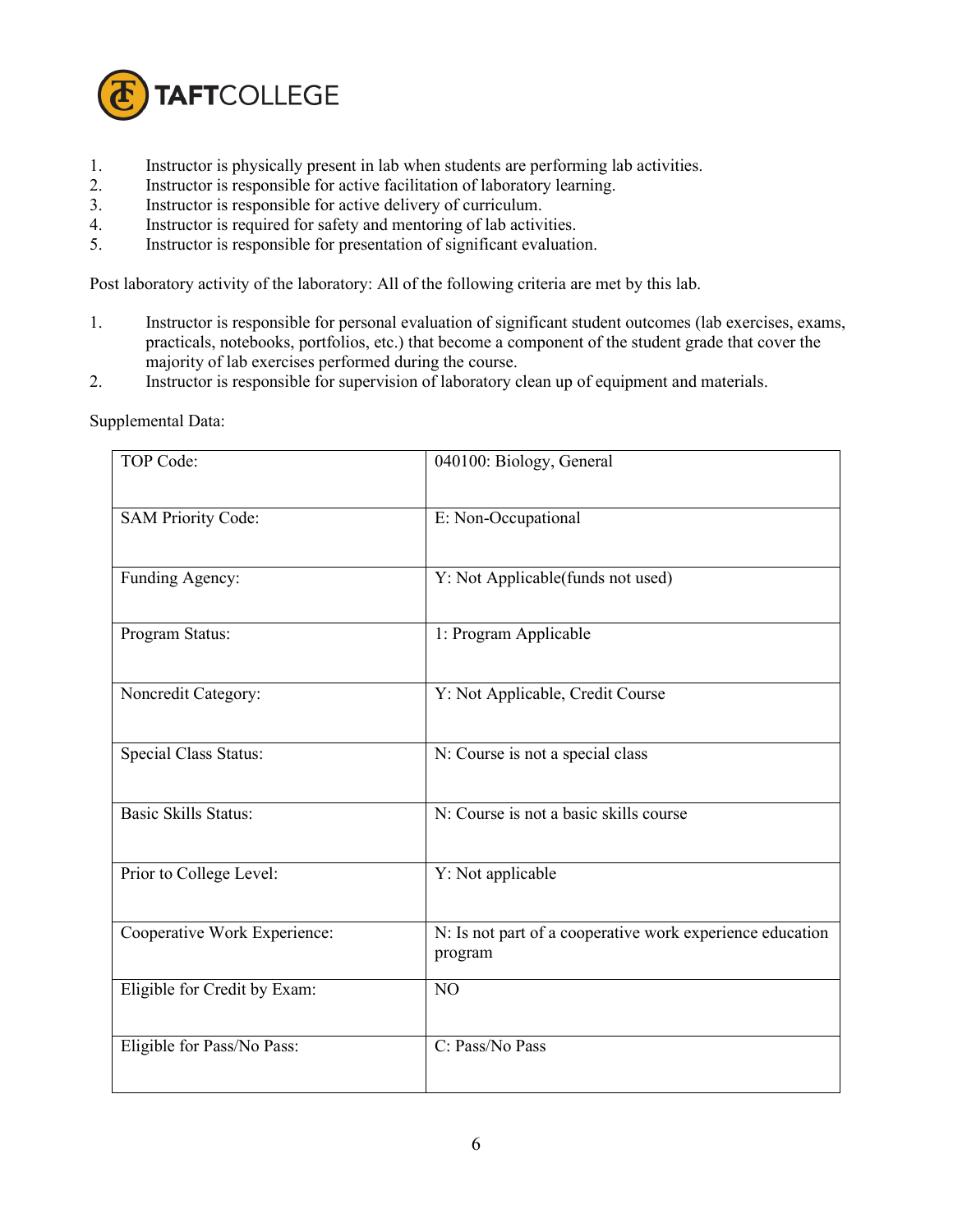1. Instructor is physically present in lab when students are performing lab activities.
2. Instructor is responsible for active facilitation of laboratory learning.
3. Instructor is responsible for active delivery of curriculum.
4. Instructor is required for safety and mentoring of lab activities.
5. Instructor is responsible for presentation of significant evaluation.

Post laboratory activity of the laboratory: All of the following criteria are met by this lab.

1. Instructor is responsible for personal evaluation of significant student outcomes (lab exercises, exams, practicals, notebooks, portfolios, etc.) that become a component of the student grade that cover the majority of lab exercises performed during the course.
2. Instructor is responsible for supervision of laboratory clean up of equipment and materials.

Supplemental Data:

| | |
|---|---|
| TOP Code: | 040100: Biology, General |
| SAM Priority Code: | E: Non-Occupational |
| Funding Agency: | Y: Not Applicable(funds not used) |
| Program Status: | 1: Program Applicable |
| Noncredit Category: | Y: Not Applicable, Credit Course |
| Special Class Status: | N: Course is not a special class |
| Basic Skills Status: | N: Course is not a basic skills course |
| Prior to College Level: | Y: Not applicable |
| Cooperative Work Experience: | N: Is not part of a cooperative work experience education program |
| Eligible for Credit by Exam: | NO |
| Eligible for Pass/No Pass: | C: Pass/No Pass |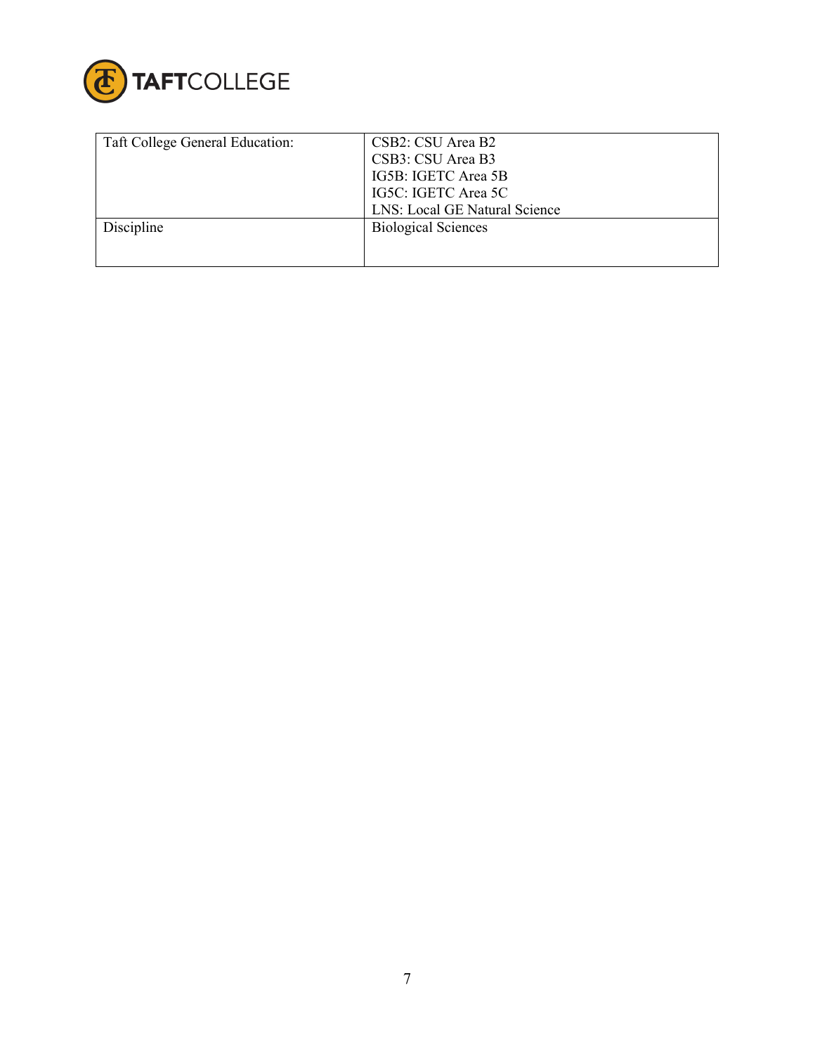| | |
|---|---|
| Taft College General Education: | CSB2: CSU Area B2<br>CSB3: CSU Area B3<br>IG5B: IGETC Area 5B<br>IG5C: IGETC Area 5C<br>LNS: Local GE Natural Science |
| Discipline | Biological Sciences |